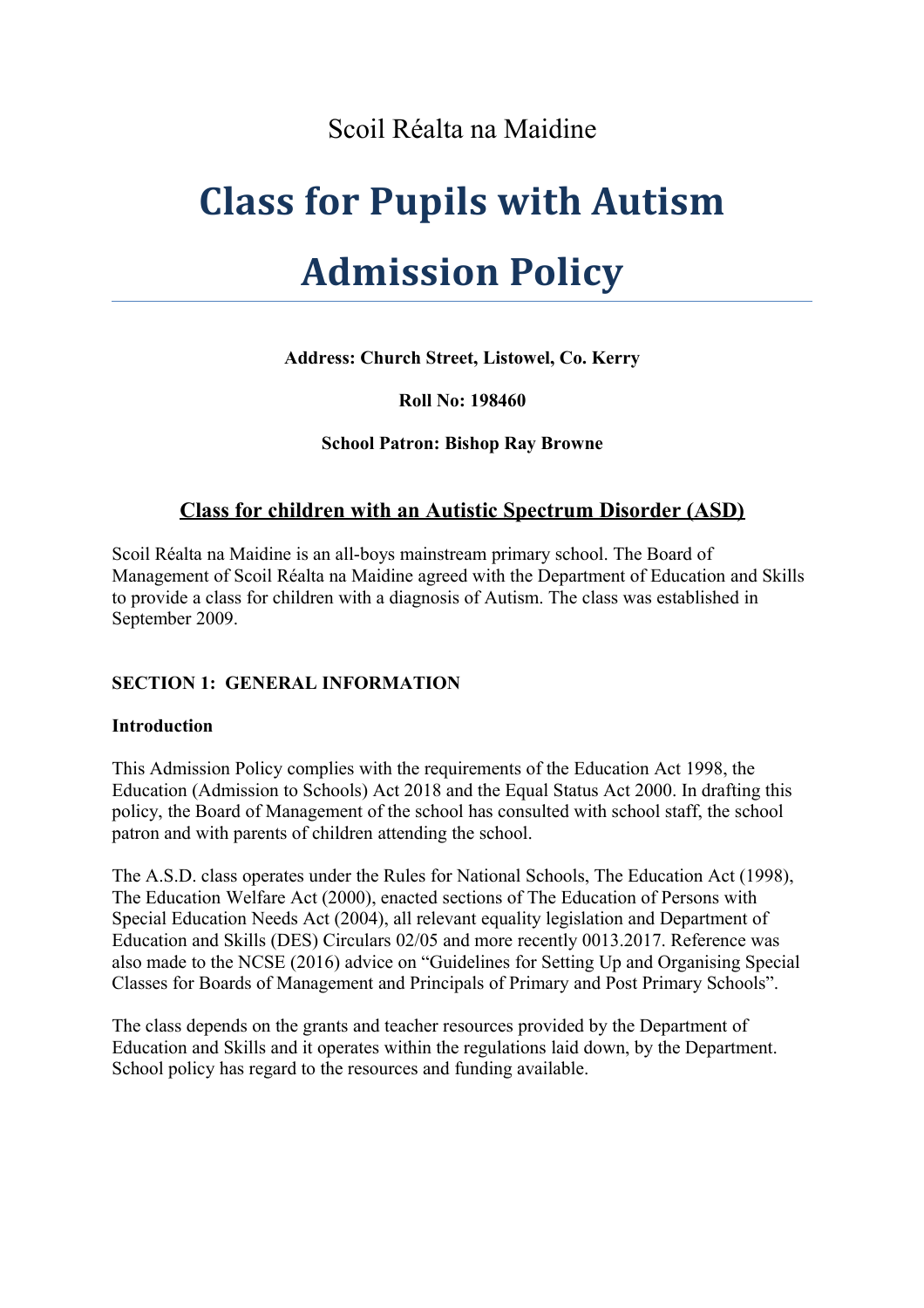Scoil Réalta na Maidine

# Class for Pupils with Autism Admission Policy

**Address: Church Street, Listowel, Co. Kerry**

**Roll No: 198460**

**School Patron: Bishop Ray Browne**

## <u>Class for children with an Autistic Spectrum Disorder (ASD)</u>

Scoil Réalta na Maidine is an all-boys mainstream primary school. The Board of Management of Scoil Réalta na Maidine agreed with the Department of Education and Skills to provide a class for children with a diagnosis of Autism. The class was established in September 2009.

### SECTION 1: GENERAL INFORMATION

**Introduction**

This Admission Policy complies with the requirements of the Education Act 1998, the Education (Admission to Schools) Act 2018 and the Equal Status Act 2000. In drafting this policy, the Board of Management of the school has consulted with school staff, the school patron and with parents of children attending the school.

The A.S.D. class operates under the Rules for National Schools, The Education Act (1998), The Education Welfare Act (2000), enacted sections of The Education of Persons with Special Education Needs Act (2004), all relevant equality legislation and Department of Education and Skills (DES) Circulars 02/05 and more recently 0013.2017. Reference was also made to the NCSE (2016) advice on "Guidelines for Setting Up and Organising Special Classes for Boards of Management and Principals of Primary and Post Primary Schools".

The class depends on the grants and teacher resources provided by the Department of Education and Skills and it operates within the regulations laid down, by the Department. School policy has regard to the resources and funding available.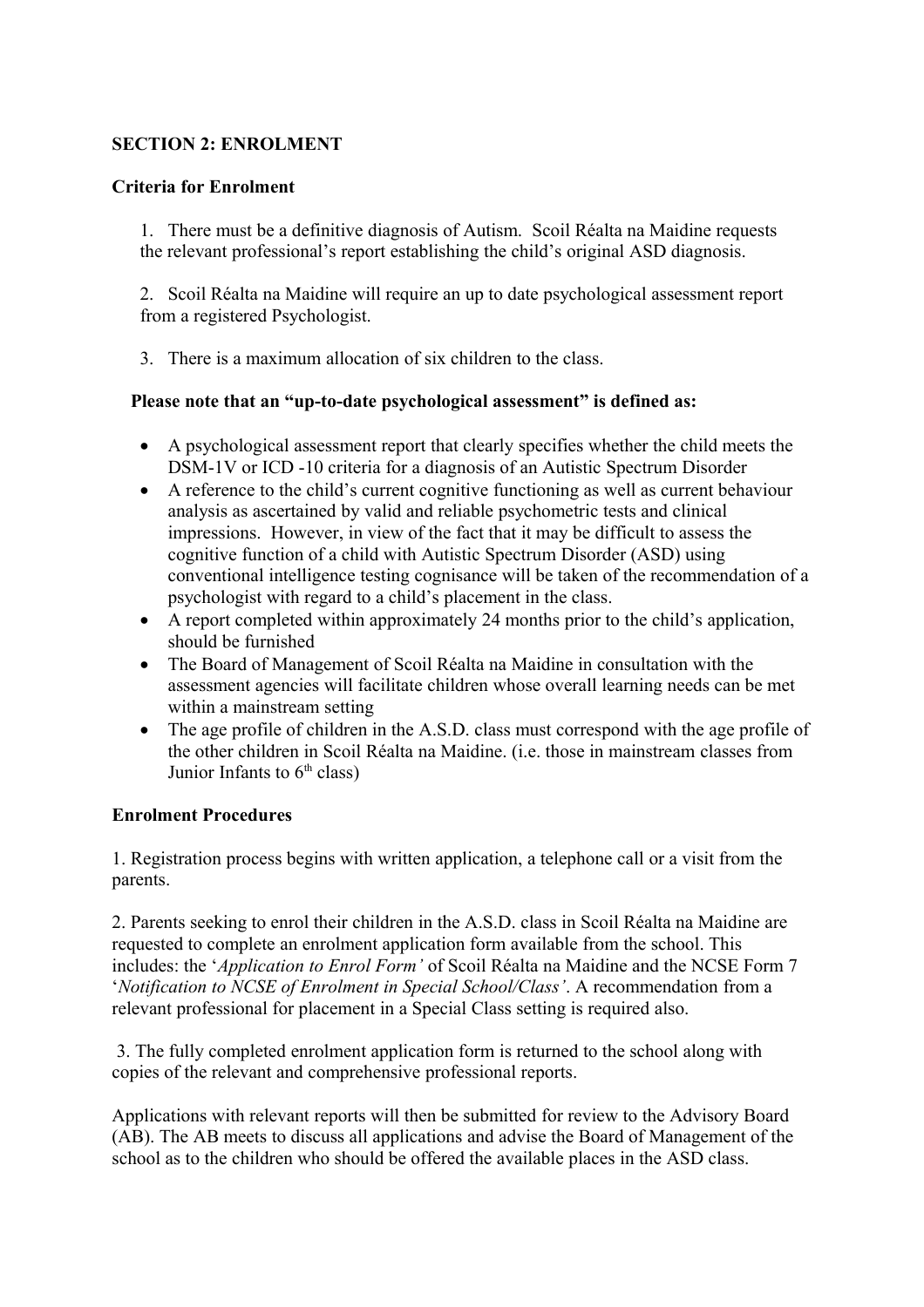## SECTION 2: ENROLMENT

### Criteria for Enrolment

1. There must be a definitive diagnosis of Autism. Scoil Réalta na Maidine requests the relevant professional's report establishing the child's original ASD diagnosis.

2. Scoil Réalta na Maidine will require an up to date psychological assessment report from a registered Psychologist.

3. There is a maximum allocation of six children to the class.

**Please note that an "up-to-date psychological assessment" is defined as:**

- A psychological assessment report that clearly specifies whether the child meets the DSM-1V or ICD -10 criteria for a diagnosis of an Autistic Spectrum Disorder
- A reference to the child's current cognitive functioning as well as current behaviour analysis as ascertained by valid and reliable psychometric tests and clinical impressions. However, in view of the fact that it may be difficult to assess the cognitive function of a child with Autistic Spectrum Disorder (ASD) using conventional intelligence testing cognisance will be taken of the recommendation of a psychologist with regard to a child's placement in the class.
- A report completed within approximately 24 months prior to the child's application, should be furnished
- The Board of Management of Scoil Réalta na Maidine in consultation with the assessment agencies will facilitate children whose overall learning needs can be met within a mainstream setting
- The age profile of children in the A.S.D. class must correspond with the age profile of the other children in Scoil Réalta na Maidine. (i.e. those in mainstream classes from Junior Infants to 6th class)

### Enrolment Procedures

1. Registration process begins with written application, a telephone call or a visit from the parents.

2. Parents seeking to enrol their children in the A.S.D. class in Scoil Réalta na Maidine are requested to complete an enrolment application form available from the school. This includes: the '*Application to Enrol Form'* of Scoil Réalta na Maidine and the NCSE Form 7 '*Notification to NCSE of Enrolment in Special School/Class'*. A recommendation from a relevant professional for placement in a Special Class setting is required also.

3. The fully completed enrolment application form is returned to the school along with copies of the relevant and comprehensive professional reports.

Applications with relevant reports will then be submitted for review to the Advisory Board (AB). The AB meets to discuss all applications and advise the Board of Management of the school as to the children who should be offered the available places in the ASD class.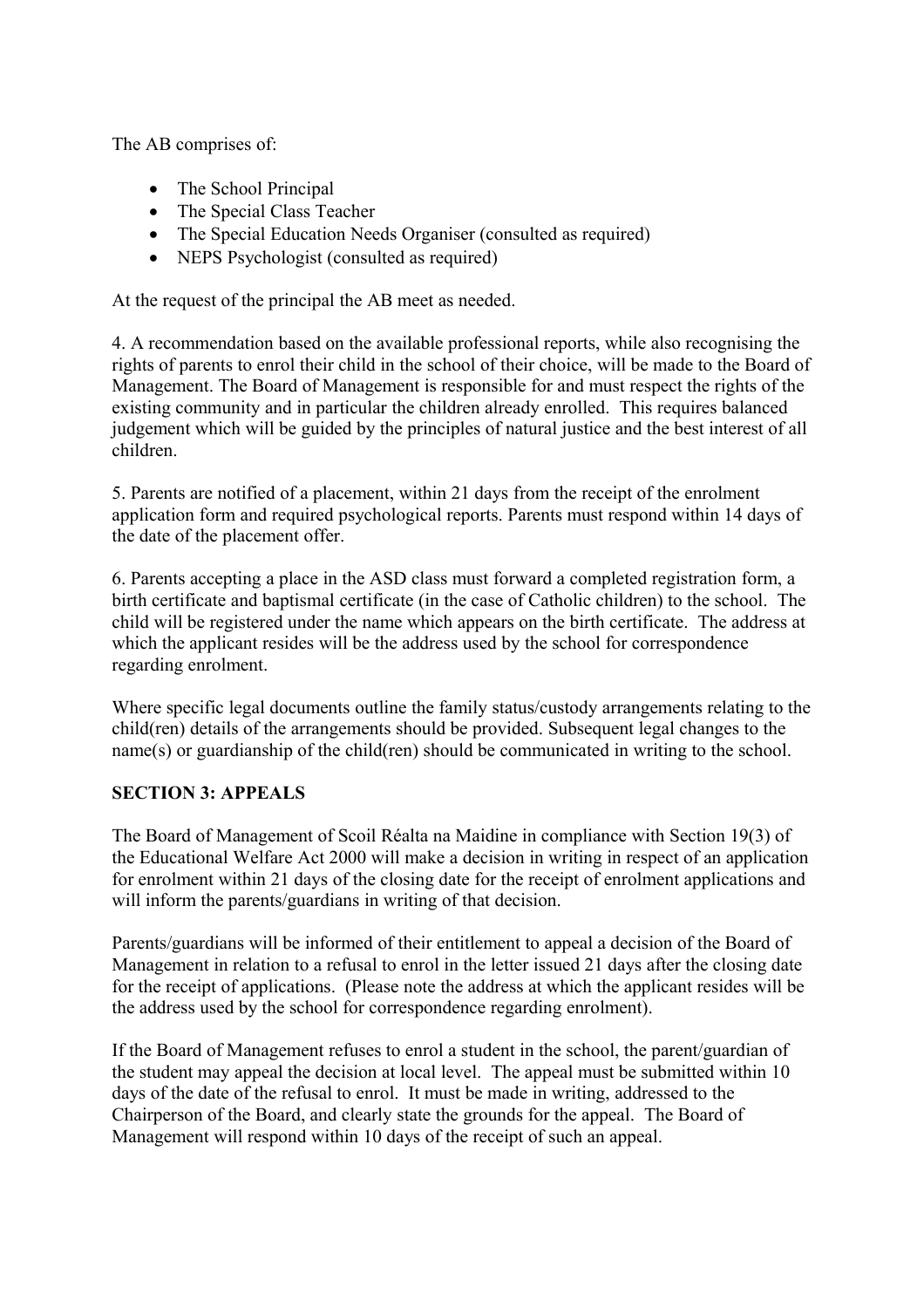The AB comprises of:

- The School Principal
- The Special Class Teacher
- The Special Education Needs Organiser (consulted as required)
- NEPS Psychologist (consulted as required)

At the request of the principal the AB meet as needed.

4. A recommendation based on the available professional reports, while also recognising the rights of parents to enrol their child in the school of their choice, will be made to the Board of Management. The Board of Management is responsible for and must respect the rights of the existing community and in particular the children already enrolled. This requires balanced judgement which will be guided by the principles of natural justice and the best interest of all children.

5. Parents are notified of a placement, within 21 days from the receipt of the enrolment application form and required psychological reports. Parents must respond within 14 days of the date of the placement offer.

6. Parents accepting a place in the ASD class must forward a completed registration form, a birth certificate and baptismal certificate (in the case of Catholic children) to the school. The child will be registered under the name which appears on the birth certificate. The address at which the applicant resides will be the address used by the school for correspondence regarding enrolment.

Where specific legal documents outline the family status/custody arrangements relating to the child(ren) details of the arrangements should be provided. Subsequent legal changes to the name(s) or guardianship of the child(ren) should be communicated in writing to the school.

## SECTION 3: APPEALS

The Board of Management of Scoil Réalta na Maidine in compliance with Section 19(3) of the Educational Welfare Act 2000 will make a decision in writing in respect of an application for enrolment within 21 days of the closing date for the receipt of enrolment applications and will inform the parents/guardians in writing of that decision.

Parents/guardians will be informed of their entitlement to appeal a decision of the Board of Management in relation to a refusal to enrol in the letter issued 21 days after the closing date for the receipt of applications. (Please note the address at which the applicant resides will be the address used by the school for correspondence regarding enrolment).

If the Board of Management refuses to enrol a student in the school, the parent/guardian of the student may appeal the decision at local level. The appeal must be submitted within 10 days of the date of the refusal to enrol. It must be made in writing, addressed to the Chairperson of the Board, and clearly state the grounds for the appeal. The Board of Management will respond within 10 days of the receipt of such an appeal.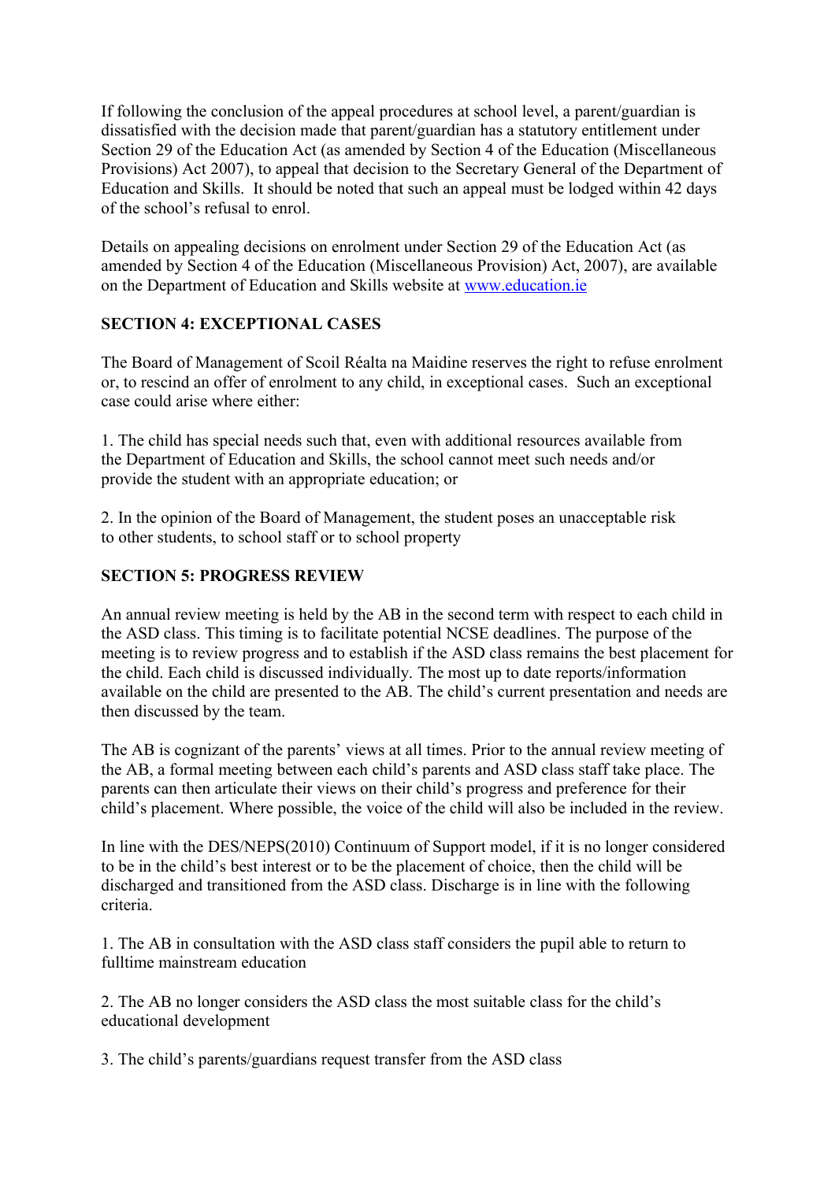If following the conclusion of the appeal procedures at school level, a parent/guardian is dissatisfied with the decision made that parent/guardian has a statutory entitlement under Section 29 of the Education Act (as amended by Section 4 of the Education (Miscellaneous Provisions) Act 2007), to appeal that decision to the Secretary General of the Department of Education and Skills. It should be noted that such an appeal must be lodged within 42 days of the school's refusal to enrol.

Details on appealing decisions on enrolment under Section 29 of the Education Act (as amended by Section 4 of the Education (Miscellaneous Provision) Act, 2007), are available on the Department of Education and Skills website at [www.education.ie](http://www.education.ie)

**SECTION 4: EXCEPTIONAL CASES**

The Board of Management of Scoil Réalta na Maidine reserves the right to refuse enrolment or, to rescind an offer of enrolment to any child, in exceptional cases. Such an exceptional case could arise where either:

1. The child has special needs such that, even with additional resources available from the Department of Education and Skills, the school cannot meet such needs and/or provide the student with an appropriate education; or

2. In the opinion of the Board of Management, the student poses an unacceptable risk to other students, to school staff or to school property

**SECTION 5: PROGRESS REVIEW**

An annual review meeting is held by the AB in the second term with respect to each child in the ASD class. This timing is to facilitate potential NCSE deadlines. The purpose of the meeting is to review progress and to establish if the ASD class remains the best placement for the child. Each child is discussed individually. The most up to date reports/information available on the child are presented to the AB. The child's current presentation and needs are then discussed by the team.

The AB is cognizant of the parents' views at all times. Prior to the annual review meeting of the AB, a formal meeting between each child's parents and ASD class staff take place. The parents can then articulate their views on their child's progress and preference for their child's placement. Where possible, the voice of the child will also be included in the review.

In line with the DES/NEPS(2010) Continuum of Support model, if it is no longer considered to be in the child's best interest or to be the placement of choice, then the child will be discharged and transitioned from the ASD class. Discharge is in line with the following criteria.

1. The AB in consultation with the ASD class staff considers the pupil able to return to fulltime mainstream education

2. The AB no longer considers the ASD class the most suitable class for the child's educational development

3. The child's parents/guardians request transfer from the ASD class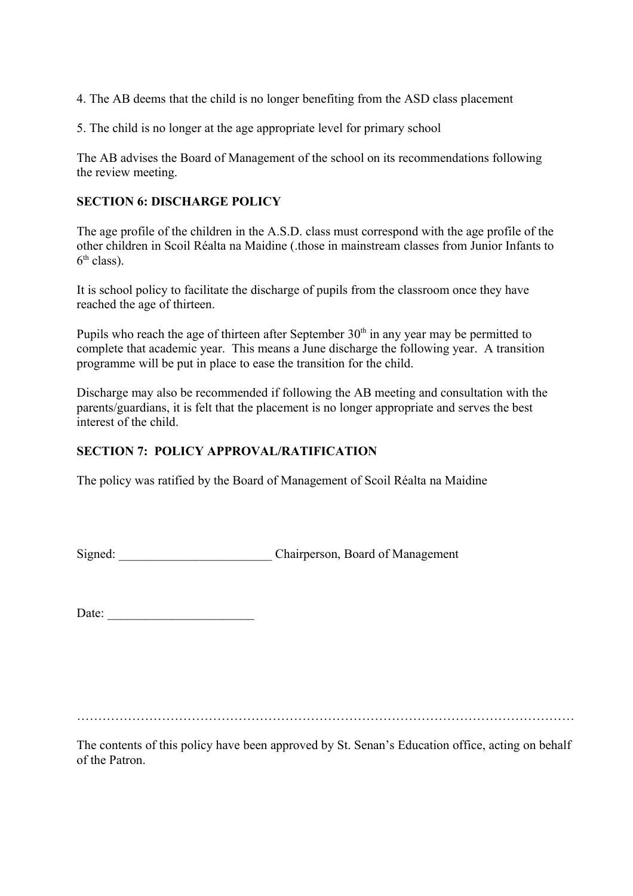4. The AB deems that the child is no longer benefiting from the ASD class placement

5. The child is no longer at the age appropriate level for primary school

The AB advises the Board of Management of the school on its recommendations following the review meeting.

**SECTION 6: DISCHARGE POLICY**

The age profile of the children in the A.S.D. class must correspond with the age profile of the other children in Scoil Réalta na Maidine (.those in mainstream classes from Junior Infants to 6th class).

It is school policy to facilitate the discharge of pupils from the classroom once they have reached the age of thirteen.

Pupils who reach the age of thirteen after September 30th in any year may be permitted to complete that academic year. This means a June discharge the following year. A transition programme will be put in place to ease the transition for the child.

Discharge may also be recommended if following the AB meeting and consultation with the parents/guardians, it is felt that the placement is no longer appropriate and serves the best interest of the child.

**SECTION 7: POLICY APPROVAL/RATIFICATION**

The policy was ratified by the Board of Management of Scoil Réalta na Maidine

Signed: ________________________ Chairperson, Board of Management

Date: _______________________

…………………………………………………………………………………………………

The contents of this policy have been approved by St. Senan's Education office, acting on behalf of the Patron.